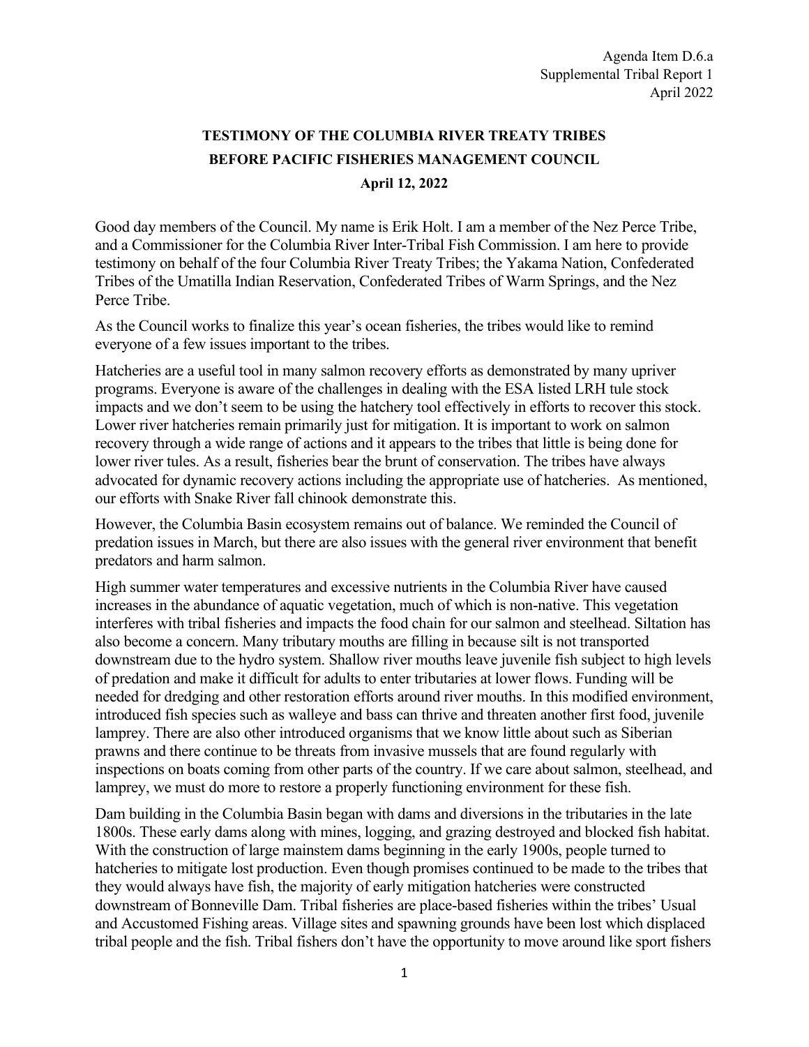Agenda Item D.6.a
Supplemental Tribal Report 1
April 2022

**TESTIMONY OF THE COLUMBIA RIVER TREATY TRIBES**
**BEFORE PACIFIC FISHERIES MANAGEMENT COUNCIL**
**April 12, 2022**

Good day members of the Council. My name is Erik Holt. I am a member of the Nez Perce Tribe, and a Commissioner for the Columbia River Inter-Tribal Fish Commission. I am here to provide testimony on behalf of the four Columbia River Treaty Tribes; the Yakama Nation, Confederated Tribes of the Umatilla Indian Reservation, Confederated Tribes of Warm Springs, and the Nez Perce Tribe.

As the Council works to finalize this year's ocean fisheries, the tribes would like to remind everyone of a few issues important to the tribes.

Hatcheries are a useful tool in many salmon recovery efforts as demonstrated by many upriver programs. Everyone is aware of the challenges in dealing with the ESA listed LRH tule stock impacts and we don't seem to be using the hatchery tool effectively in efforts to recover this stock. Lower river hatcheries remain primarily just for mitigation. It is important to work on salmon recovery through a wide range of actions and it appears to the tribes that little is being done for lower river tules. As a result, fisheries bear the brunt of conservation. The tribes have always advocated for dynamic recovery actions including the appropriate use of hatcheries. As mentioned, our efforts with Snake River fall chinook demonstrate this.

However, the Columbia Basin ecosystem remains out of balance. We reminded the Council of predation issues in March, but there are also issues with the general river environment that benefit predators and harm salmon.

High summer water temperatures and excessive nutrients in the Columbia River have caused increases in the abundance of aquatic vegetation, much of which is non-native. This vegetation interferes with tribal fisheries and impacts the food chain for our salmon and steelhead. Siltation has also become a concern. Many tributary mouths are filling in because silt is not transported downstream due to the hydro system. Shallow river mouths leave juvenile fish subject to high levels of predation and make it difficult for adults to enter tributaries at lower flows. Funding will be needed for dredging and other restoration efforts around river mouths. In this modified environment, introduced fish species such as walleye and bass can thrive and threaten another first food, juvenile lamprey. There are also other introduced organisms that we know little about such as Siberian prawns and there continue to be threats from invasive mussels that are found regularly with inspections on boats coming from other parts of the country. If we care about salmon, steelhead, and lamprey, we must do more to restore a properly functioning environment for these fish.

Dam building in the Columbia Basin began with dams and diversions in the tributaries in the late 1800s. These early dams along with mines, logging, and grazing destroyed and blocked fish habitat. With the construction of large mainstem dams beginning in the early 1900s, people turned to hatcheries to mitigate lost production. Even though promises continued to be made to the tribes that they would always have fish, the majority of early mitigation hatcheries were constructed downstream of Bonneville Dam. Tribal fisheries are place-based fisheries within the tribes' Usual and Accustomed Fishing areas. Village sites and spawning grounds have been lost which displaced tribal people and the fish. Tribal fishers don't have the opportunity to move around like sport fishers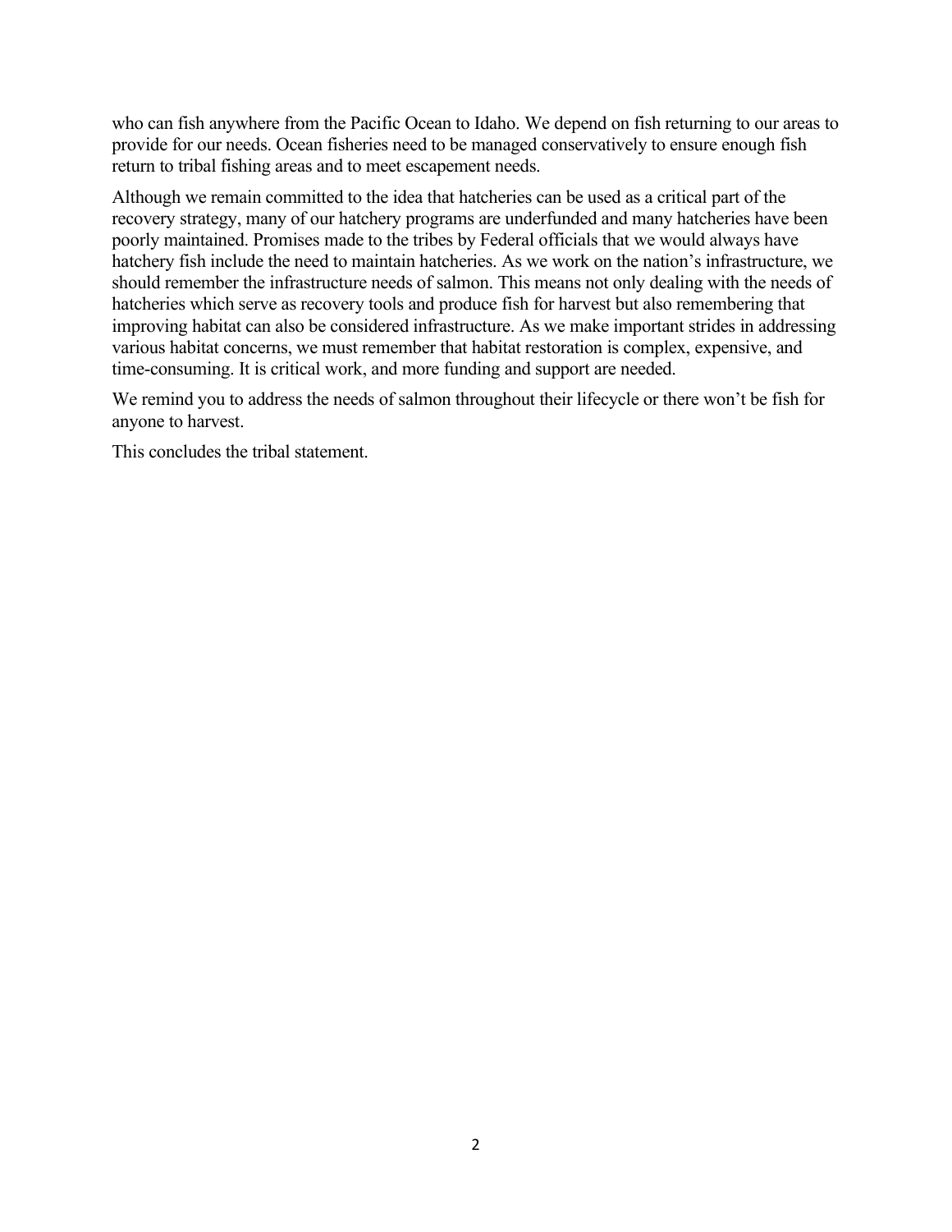who can fish anywhere from the Pacific Ocean to Idaho. We depend on fish returning to our areas to provide for our needs. Ocean fisheries need to be managed conservatively to ensure enough fish return to tribal fishing areas and to meet escapement needs.

Although we remain committed to the idea that hatcheries can be used as a critical part of the recovery strategy, many of our hatchery programs are underfunded and many hatcheries have been poorly maintained. Promises made to the tribes by Federal officials that we would always have hatchery fish include the need to maintain hatcheries. As we work on the nation's infrastructure, we should remember the infrastructure needs of salmon. This means not only dealing with the needs of hatcheries which serve as recovery tools and produce fish for harvest but also remembering that improving habitat can also be considered infrastructure. As we make important strides in addressing various habitat concerns, we must remember that habitat restoration is complex, expensive, and time-consuming. It is critical work, and more funding and support are needed.

We remind you to address the needs of salmon throughout their lifecycle or there won't be fish for anyone to harvest.

This concludes the tribal statement.